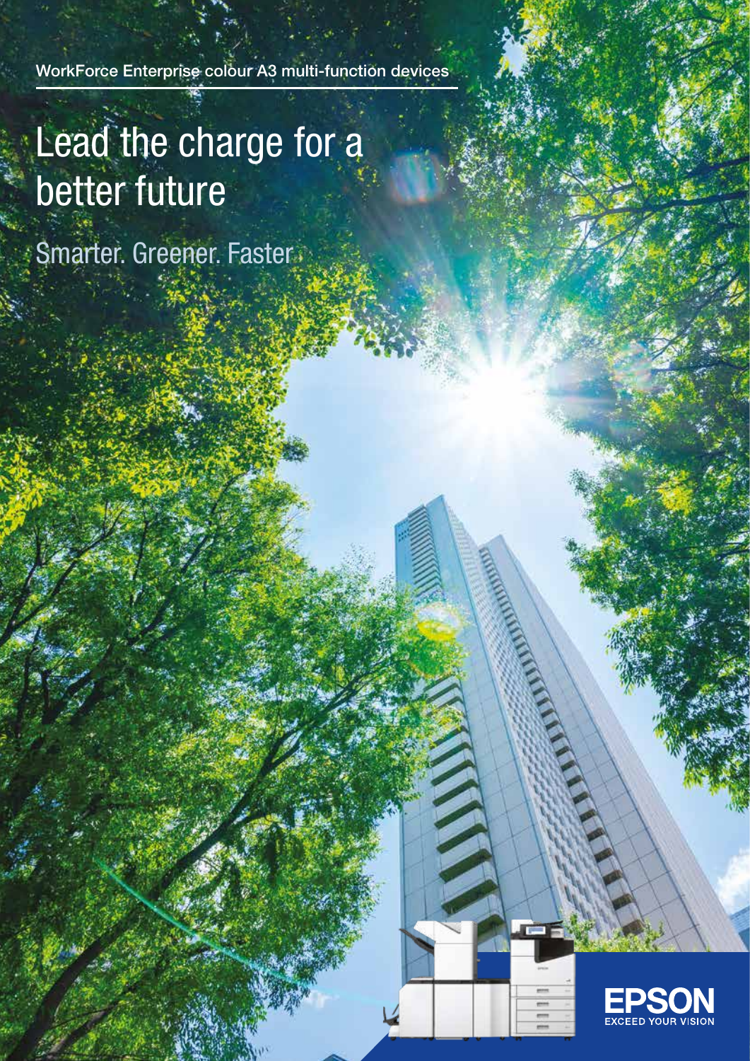WorkForce Enterprise colour A3 multi-function devices

# Lead the charge for a better future

## Smarter. Greener. Faster.

EPSON
EXCEED YOUR VISION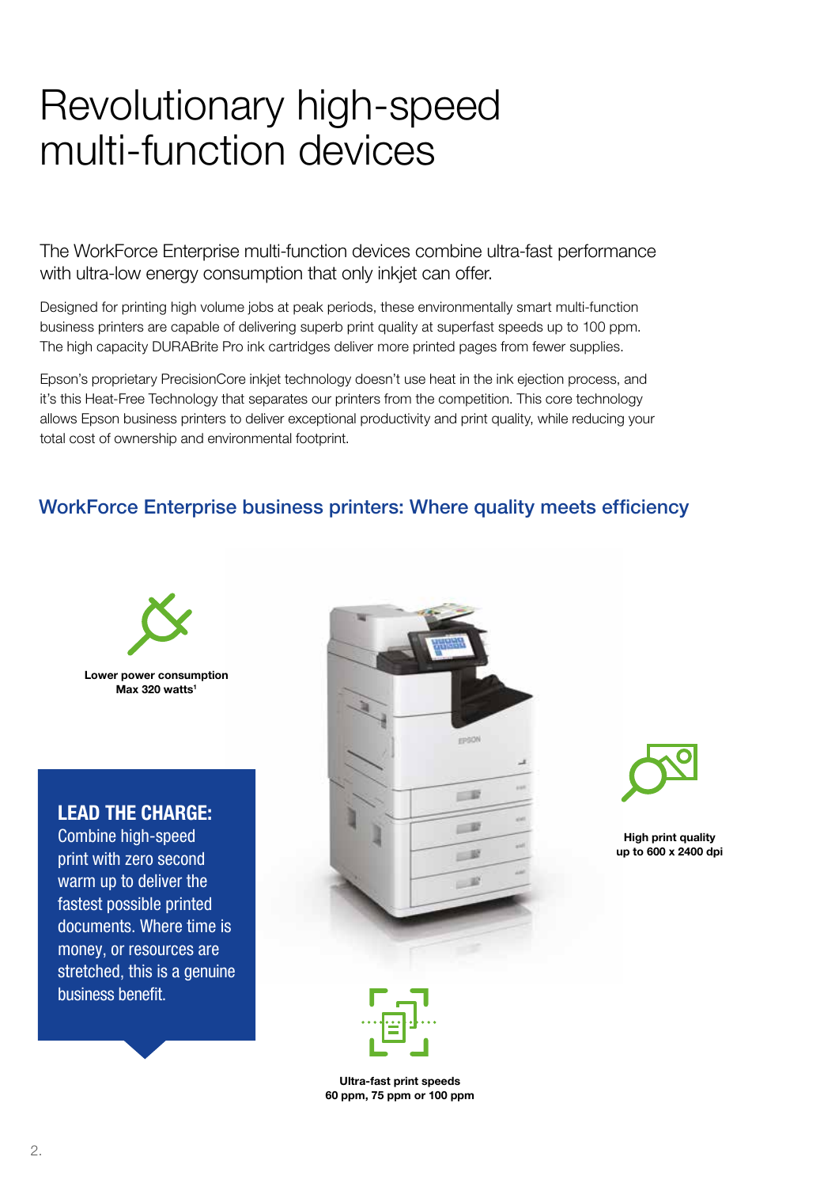# Revolutionary high-speed multi-function devices

The WorkForce Enterprise multi-function devices combine ultra-fast performance with ultra-low energy consumption that only inkjet can offer.

Designed for printing high volume jobs at peak periods, these environmentally smart multi-function business printers are capable of delivering superb print quality at superfast speeds up to 100 ppm. The high capacity DURABrite Pro ink cartridges deliver more printed pages from fewer supplies.

Epson's proprietary PrecisionCore inkjet technology doesn't use heat in the ink ejection process, and it's this Heat-Free Technology that separates our printers from the competition. This core technology allows Epson business printers to deliver exceptional productivity and print quality, while reducing your total cost of ownership and environmental footprint.

## WorkForce Enterprise business printers: Where quality meets efficiency

**Lower power consumption**
**Max 320 watts[1]**

**LEAD THE CHARGE:**
Combine high-speed print with zero second warm up to deliver the fastest possible printed documents. Where time is money, or resources are stretched, this is a genuine business benefit.

**High print quality**
**up to 600 x 2400 dpi**

**Ultra-fast print speeds**
**60 ppm, 75 ppm or 100 ppm**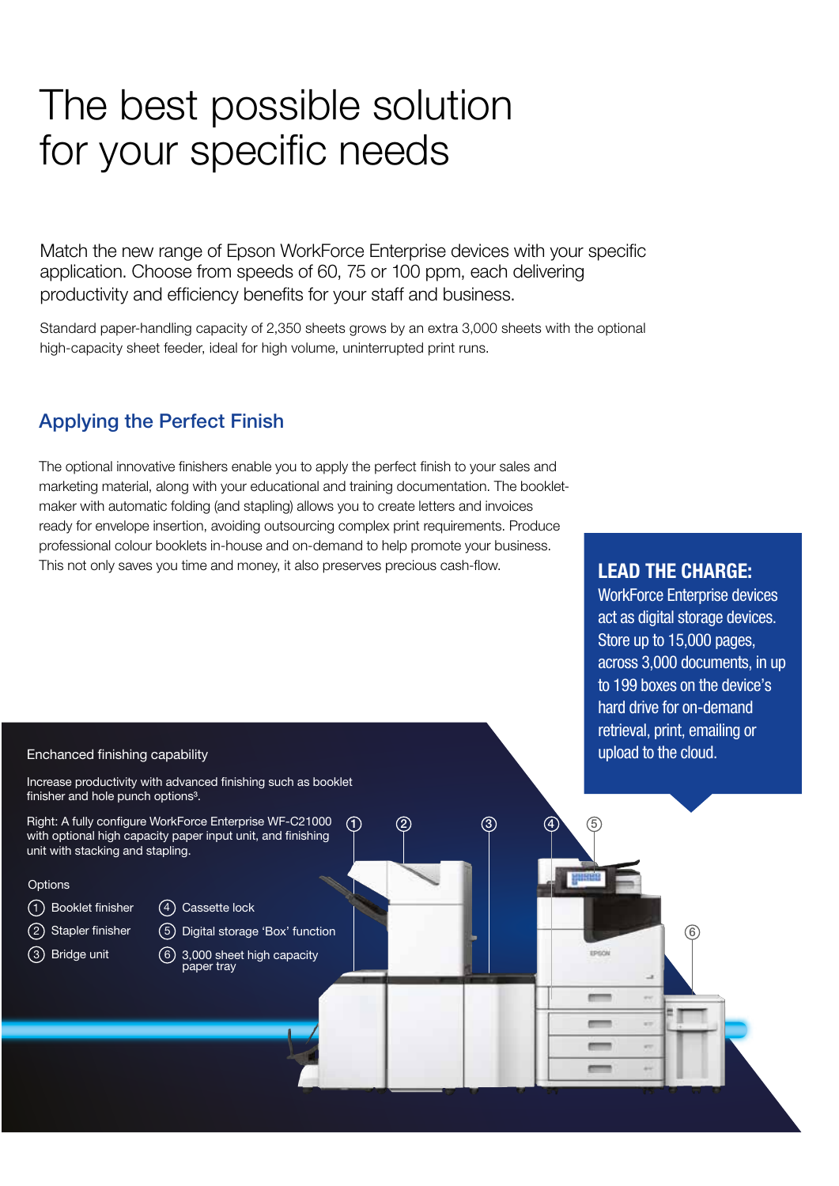# The best possible solution for your specific needs

Match the new range of Epson WorkForce Enterprise devices with your specific application. Choose from speeds of 60, 75 or 100 ppm, each delivering productivity and efficiency benefits for your staff and business.

Standard paper-handling capacity of 2,350 sheets grows by an extra 3,000 sheets with the optional high-capacity sheet feeder, ideal for high volume, uninterrupted print runs.

## Applying the Perfect Finish

The optional innovative finishers enable you to apply the perfect finish to your sales and marketing material, along with your educational and training documentation. The booklet-maker with automatic folding (and stapling) allows you to create letters and invoices ready for envelope insertion, avoiding outsourcing complex print requirements. Produce professional colour booklets in-house and on-demand to help promote your business. This not only saves you time and money, it also preserves precious cash-flow.

**LEAD THE CHARGE:**
WorkForce Enterprise devices act as digital storage devices. Store up to 15,000 pages, across 3,000 documents, in up to 199 boxes on the device's hard drive for on-demand retrieval, print, emailing or upload to the cloud.

### Enchanced finishing capability

Increase productivity with advanced finishing such as booklet finisher and hole punch options[3].

Right: A fully configure WorkForce Enterprise WF-C21000 with optional high capacity paper input unit, and finishing unit with stacking and stapling.

Options

1. Booklet finisher
2. Stapler finisher
3. Bridge unit
4. Cassette lock
5. Digital storage 'Box' function
6. 3,000 sheet high capacity paper tray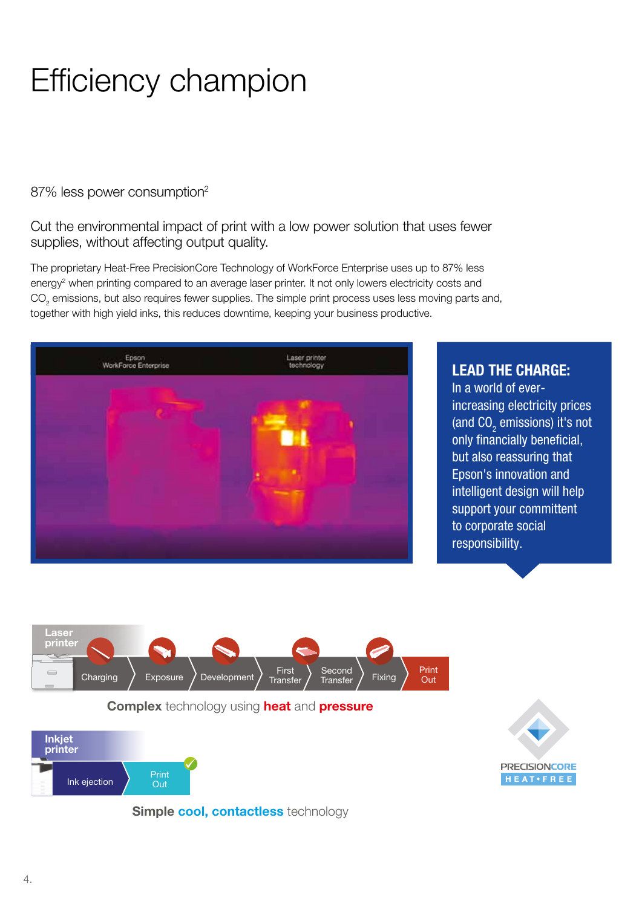# Efficiency champion

87% less power consumption[2]

## Cut the environmental impact of print with a low power solution that uses fewer supplies, without affecting output quality.

The proprietary Heat-Free PrecisionCore Technology of WorkForce Enterprise uses up to 87% less energy[2] when printing compared to an average laser printer. It not only lowers electricity costs and $CO_2$ emissions, but also requires fewer supplies. The simple print process uses less moving parts and, together with high yield inks, this reduces downtime, keeping your business productive.

Epson WorkForce Enterprise | Laser printer technology

**LEAD THE CHARGE:** In a world of ever-increasing electricity prices (and $CO_2$ emissions) it's not only financially beneficial, but also reassuring that Epson's innovation and intelligent design will help support your committent to corporate social responsibility.

**Laser printer:** Charging → Exposure → Development → First Transfer → Second Transfer → Fixing → Print Out

**Complex** technology using **heat** and **pressure**

**Inkjet printer:** Ink ejection → Print Out

**Simple cool, contactless** technology

PRECISIONCORE HEAT•FREE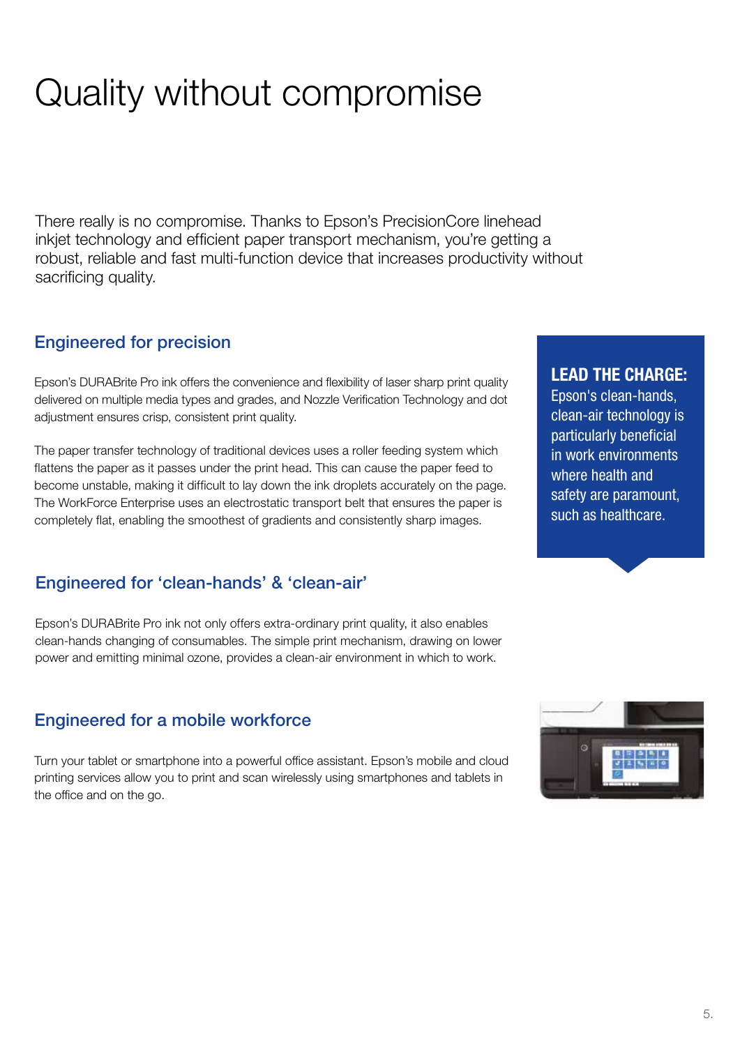# Quality without compromise

There really is no compromise. Thanks to Epson's PrecisionCore linehead inkjet technology and efficient paper transport mechanism, you're getting a robust, reliable and fast multi-function device that increases productivity without sacrificing quality.

## Engineered for precision

Epson's DURABrite Pro ink offers the convenience and flexibility of laser sharp print quality delivered on multiple media types and grades, and Nozzle Verification Technology and dot adjustment ensures crisp, consistent print quality.

The paper transfer technology of traditional devices uses a roller feeding system which flattens the paper as it passes under the print head. This can cause the paper feed to become unstable, making it difficult to lay down the ink droplets accurately on the page. The WorkForce Enterprise uses an electrostatic transport belt that ensures the paper is completely flat, enabling the smoothest of gradients and consistently sharp images.

**LEAD THE CHARGE:** Epson's clean-hands, clean-air technology is particularly beneficial in work environments where health and safety are paramount, such as healthcare.

## Engineered for 'clean-hands' & 'clean-air'

Epson's DURABrite Pro ink not only offers extra-ordinary print quality, it also enables clean-hands changing of consumables. The simple print mechanism, drawing on lower power and emitting minimal ozone, provides a clean-air environment in which to work.

## Engineered for a mobile workforce

Turn your tablet or smartphone into a powerful office assistant. Epson's mobile and cloud printing services allow you to print and scan wirelessly using smartphones and tablets in the office and on the go.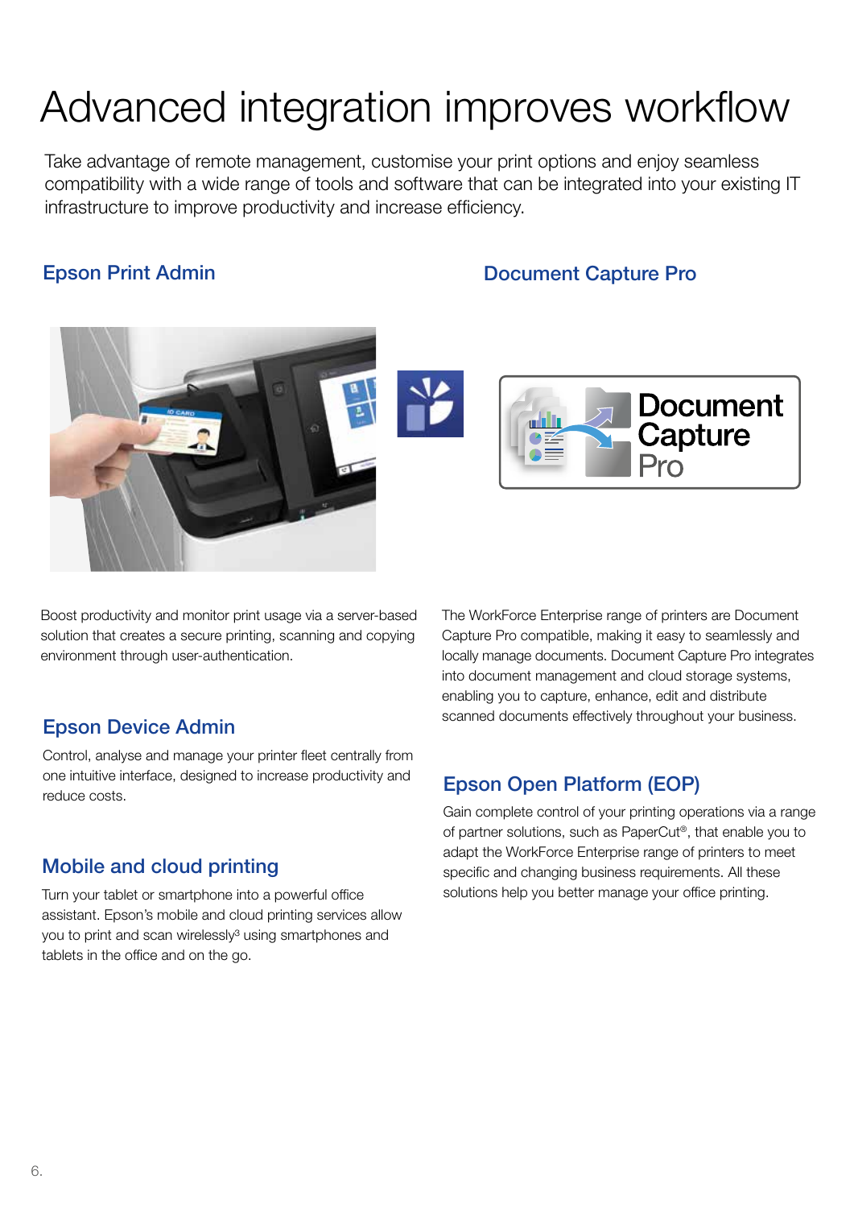# Advanced integration improves workflow

Take advantage of remote management, customise your print options and enjoy seamless compatibility with a wide range of tools and software that can be integrated into your existing IT infrastructure to improve productivity and increase efficiency.

## Epson Print Admin

Boost productivity and monitor print usage via a server-based solution that creates a secure printing, scanning and copying environment through user-authentication.

## Epson Device Admin

Control, analyse and manage your printer fleet centrally from one intuitive interface, designed to increase productivity and reduce costs.

## Mobile and cloud printing

Turn your tablet or smartphone into a powerful office assistant. Epson's mobile and cloud printing services allow you to print and scan wirelessly[3] using smartphones and tablets in the office and on the go.

## Document Capture Pro

The WorkForce Enterprise range of printers are Document Capture Pro compatible, making it easy to seamlessly and locally manage documents. Document Capture Pro integrates into document management and cloud storage systems, enabling you to capture, enhance, edit and distribute scanned documents effectively throughout your business.

## Epson Open Platform (EOP)

Gain complete control of your printing operations via a range of partner solutions, such as PaperCut®, that enable you to adapt the WorkForce Enterprise range of printers to meet specific and changing business requirements. All these solutions help you better manage your office printing.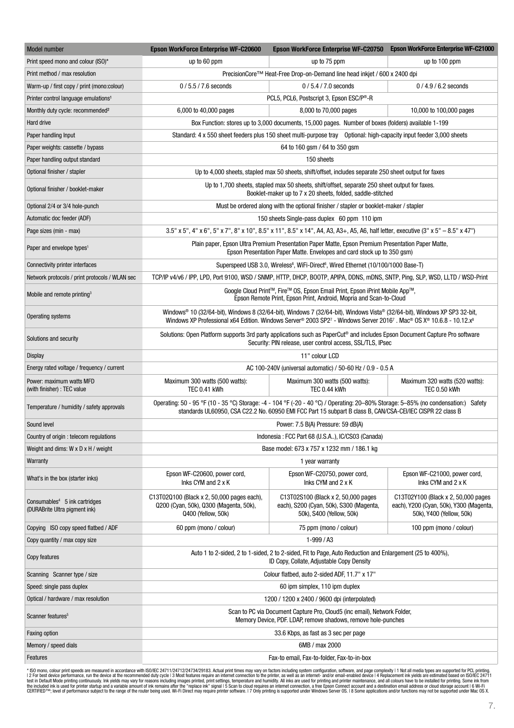| Model number | Epson WorkForce Enterprise WF-C20600 | Epson WorkForce Enterprise WF-C20750 | Epson WorkForce Enterprise WF-C21000 |
|---|---|---|---|
| Print speed mono and colour (ISO)* | up to 60 ppm | up to 75 ppm | up to 100 ppm |
| Print method / max resolution | PrecisionCore™ Heat-Free Drop-on-Demand line head inkjet / 600 x 2400 dpi | | |
| Warm-up / first copy / print (mono:colour) | 0 / 5.5 / 7.6 seconds | 0 / 5.4 / 7.0 seconds | 0 / 4.9 / 6.2 seconds |
| Printer control language emulations[1] | PCL5, PCL6, Postscript 3, Epson ESC/P®-R | | |
| Monthly duty cycle: recommended[2] | 6,000 to 40,000 pages | 8,000 to 70,000 pages | 10,000 to 100,000 pages |
| Hard drive | Box Function: stores up to 3,000 documents, 15,000 pages. Number of boxes (folders) available 1-199 | | |
| Paper handling Input | Standard: 4 x 550 sheet feeders plus 150 sheet multi-purpose tray Optional: high-capacity input feeder 3,000 sheets | | |
| Paper weights: cassette / bypass | 64 to 160 gsm / 64 to 350 gsm | | |
| Paper handling output standard | 150 sheets | | |
| Optional finisher / stapler | Up to 4,000 sheets, stapled max 50 sheets, shift/offset, includes separate 250 sheet output for faxes | | |
| Optional finisher / booklet-maker | Up to 1,700 sheets, stapled max 50 sheets, shift/offset, separate 250 sheet output for faxes. Booklet-maker up to 7 x 20 sheets, folded, saddle-stitched | | |
| Optional 2/4 or 3/4 hole-punch | Must be ordered along with the optional finisher / stapler or booklet-maker / stapler | | |
| Automatic doc feeder (ADF) | 150 sheets Single-pass duplex 60 ppm 110 ipm | | |
| Page sizes (min - max) | 3.5" x 5", 4" x 6", 5" x 7", 8" x 10", 8.5" x 11", 8.5" x 14", A4, A3, A3+, A5, A6, half letter, executive (3" x 5" – 8.5" x 47") | | |
| Paper and envelope types[1] | Plain paper, Epson Ultra Premium Presentation Paper Matte, Epson Premium Presentation Paper Matte, Epson Presentation Paper Matte. Envelopes and card stock up to 350 gsm) | | |
| Connectivity printer interfaces | Superspeed USB 3.0, Wireless[6], WiFi-Direct[6], Wired Ethernet (10/100/1000 Base-T) | | |
| Network protocols / print protocols / WLAN sec | TCP/IP v4/v6 / IPP, LPD, Port 9100, WSD / SNMP, HTTP, DHCP, BOOTP, APIPA, DDNS, mDNS, SNTP, Ping, SLP, WSD, LLTD / WSD-Print | | |
| Mobile and remote printing[3] | Google Cloud Print™, Fire™ OS, Epson Email Print, Epson iPrint Mobile App™, Epson Remote Print, Epson Print, Android, Mopria and Scan-to-Cloud | | |
| Operating systems | Windows® 10 (32/64-bit), Windows 8 (32/64-bit), Windows 7 (32/64-bit), Windows Vista® (32/64-bit), Windows XP SP3 32-bit, Windows XP Professional x64 Edition. Windows Server® 2003 SP2[7] - Windows Server 2016[7]. Mac® OS X® 10.6.8 - 10.12.x[8] | | |
| Solutions and security | Solutions: Open Platform supports 3rd party applications such as PaperCut® and includes Epson Document Capture Pro software Security: PIN release, user control access, SSL/TLS, IPsec | | |
| Display | 11" colour LCD | | |
| Energy rated voltage / frequency / current | AC 100-240V (universal automatic) / 50-60 Hz / 0.9 - 0.5 A | | |
| Power: maximum watts MFD (with finisher) : TEC value | Maximum 300 watts (500 watts): TEC 0.41 kWh | Maximum 300 watts (500 watts): TEC 0.44 kWh | Maximum 320 watts (520 watts): TEC 0.50 kWh |
| Temperature / humidity / safety approvals | Operating: 50 - 95 °F (10 - 35 °C) Storage: -4 - 104 °F (-20 - 40 °C) / Operating: 20–80% Storage: 5–85% (no condensation:) Safety standards UL60950, CSA C22.2 No. 60950 EMI FCC Part 15 subpart B class B, CAN/CSA-CEI/IEC CISPR 22 class B | | |
| Sound level | Power: 7.5 B(A) Pressure: 59 dB(A) | | |
| Country of origin : telecom regulations | Indonesia : FCC Part 68 (U.S.A..), IC/CS03 (Canada) | | |
| Weight and dims: W x D x H / weight | Base model: 673 x 757 x 1232 mm / 186.1 kg | | |
| Warranty | 1 year warranty | | |
| What's in the box (starter inks) | Epson WF-C20600, power cord, Inks CYM and 2 x K | Epson WF-C20750, power cord, Inks CYM and 2 x K | Epson WF-C21000, power cord, Inks CYM and 2 x K |
| Consumables[4] 5 ink cartridges (DURABrite Ultra pigment ink) | C13T02Q100 (Black x 2, 50,000 pages each), Q200 (Cyan, 50k), Q300 (Magenta, 50k), Q400 (Yellow, 50k) | C13T02S100 (Black x 2, 50,000 pages each), S200 (Cyan, 50k), S300 (Magenta, 50k), S400 (Yellow, 50k) | C13T02Y100 (Black x 2, 50,000 pages each), Y200 (Cyan, 50k), Y300 (Magenta, 50k), Y400 (Yellow, 50k) |
| Copying ISO copy speed flatbed / ADF | 60 ppm (mono / colour) | 75 ppm (mono / colour) | 100 ppm (mono / colour) |
| Copy quantity / max copy size | 1-999 / A3 | | |
| Copy features | Auto 1 to 2-sided, 2 to 1-sided, 2 to 2-sided, Fit to Page, Auto Reduction and Enlargement (25 to 400%), ID Copy, Collate, Adjustable Copy Density | | |
| Scanning Scanner type / size | Colour flatbed, auto 2-sided ADF, 11.7" x 17" | | |
| Speed: single pass duplex | 60 ipm simplex, 110 ipm duplex | | |
| Optical / hardware / max resolution | 1200 / 1200 x 2400 / 9600 dpi (interpolated) | | |
| Scanner features[5] | Scan to PC via Document Capture Pro, Cloud5 (inc email), Network Folder, Memory Device, PDF. LDAP, remove shadows, remove hole-punches | | |
| Faxing option | 33.6 Kbps, as fast as 3 sec per page | | |
| Memory / speed dials | 6MB / max 2000 | | |
| Features | Fax-to email, Fax-to-folder, Fax-to-in-box | | |

* ISO mono, colour print speeds are measured in accordance with ISO/IEC 24711/24712/24734/29183. Actual print times may vary on factors including system configuration, software, and page complexity | 1 Not all media types are supported for PCL printing. | 2 For best device performance, run the device at the recommended duty cycle | 3 Most features require an internet connection to the printer, as well as an internet- and/or email-enabled device | 4 Replacement ink yields are estimated based on ISO/IEC 24711 test in Default Mode printing continuously. Ink yields may vary for reasons including images printed, print settings, temperature and humidity. All inks are used for printing and printer maintenance, and all colours have to be installed for printing. Some ink from the included ink is used for printer startup and a variable amount of ink remains after the "replace ink" signal | 5 Scan to cloud requires an internet connection, a free Epson Connect account and a destination email address or cloud storage account | 6 Wi-Fi CERTIFIED™; level of performance subject to the range of the router being used. Wi-Fi Direct may require printer software. | 7 Only printing is supported under Windows Server OS. | 8 Some applications and/or functions may not be supported under Mac OS X.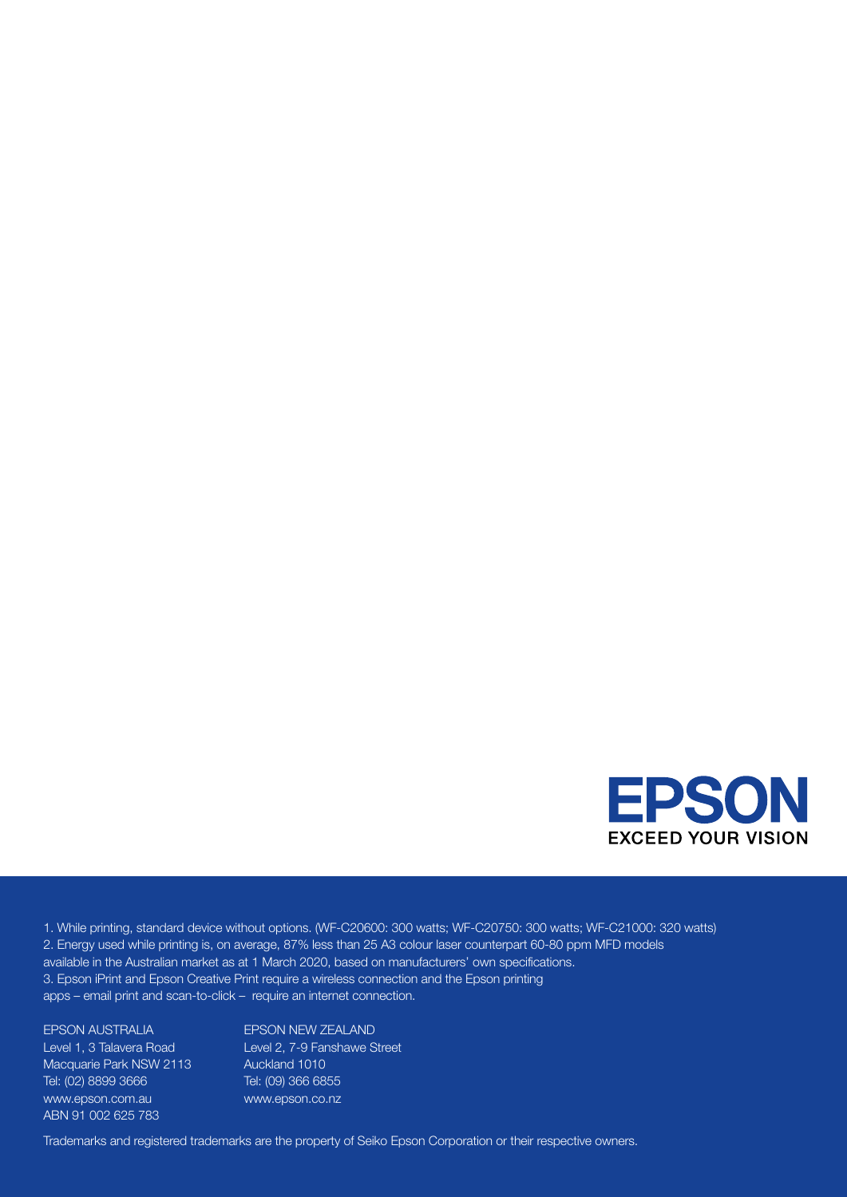EPSON
EXCEED YOUR VISION

1. While printing, standard device without options. (WF-C20600: 300 watts; WF-C20750: 300 watts; WF-C21000: 320 watts)
2. Energy used while printing is, on average, 87% less than 25 A3 colour laser counterpart 60-80 ppm MFD models available in the Australian market as at 1 March 2020, based on manufacturers' own specifications.
3. Epson iPrint and Epson Creative Print require a wireless connection and the Epson printing apps – email print and scan-to-click – require an internet connection.

EPSON AUSTRALIA
Level 1, 3 Talavera Road
Macquarie Park NSW 2113
Tel: (02) 8899 3666
www.epson.com.au
ABN 91 002 625 783

EPSON NEW ZEALAND
Level 2, 7-9 Fanshawe Street
Auckland 1010
Tel: (09) 366 6855
www.epson.co.nz

Trademarks and registered trademarks are the property of Seiko Epson Corporation or their respective owners.